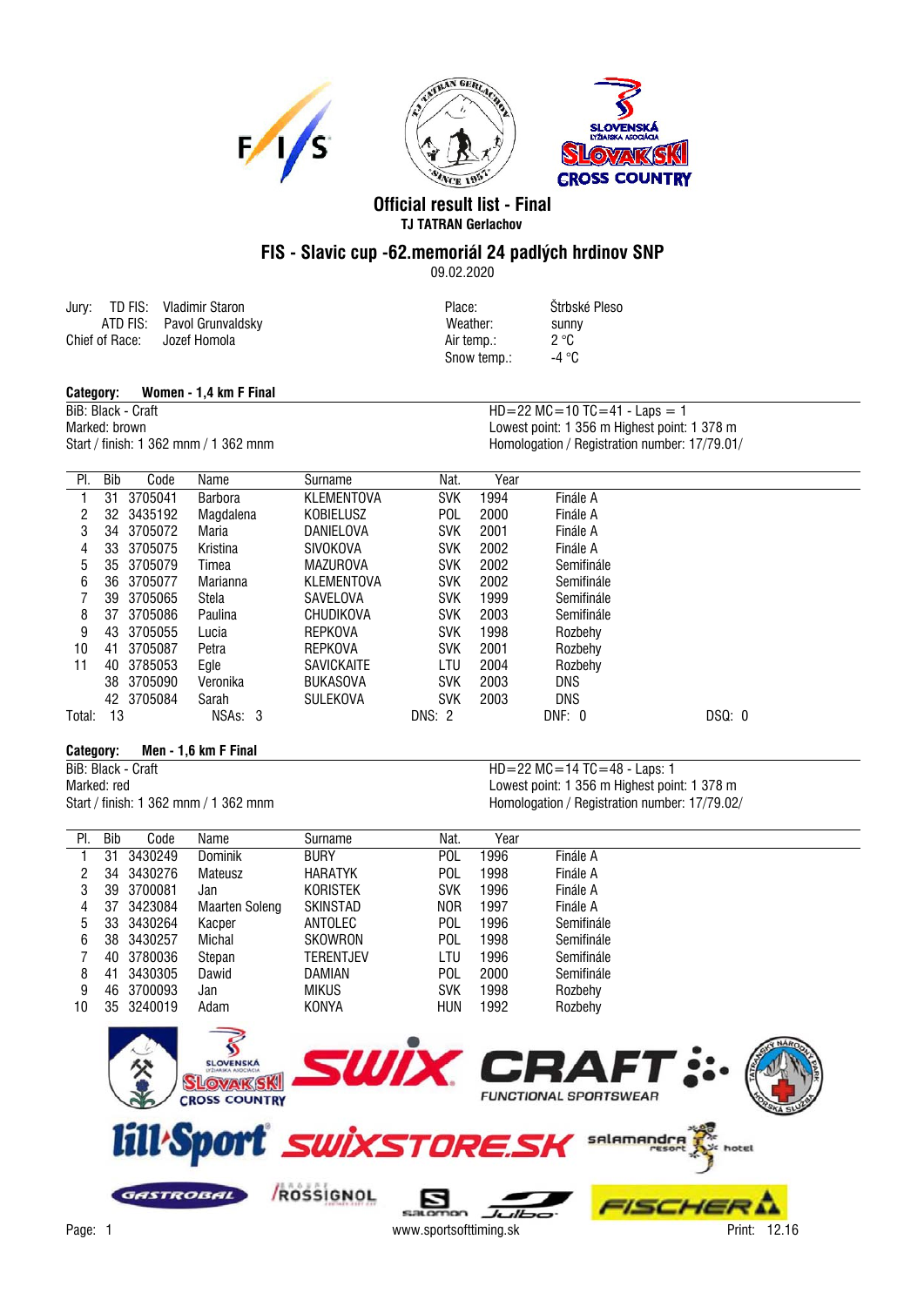# Official result list - Final

**TJ TATRAN Gerlachov**

## FIS - Slavic cup -62.memoriál 24 padlých hrdinov SNP

09.02.2020

Jury: TD FIS: Vladimir Staron
ATD FIS: Pavol Grunvaldsky
Chief of Race: Jozef Homola

Place: Štrbské Pleso
Weather: sunny
Air temp.: 2 °C
Snow temp.: -4 °C

### Category: Women - 1,4 km F Final

BiB: Black - Craft
Marked: brown
Start / finish: 1 362 mnm / 1 362 mnm

HD=22 MC=10 TC=41 - Laps = 1
Lowest point: 1 356 m Highest point: 1 378 m
Homologation / Registration number: 17/79.01/

| Pl. | Bib | Code | Name | Surname | Nat. | Year | |
|---|---|---|---|---|---|---|---|
| 1 | 31 | 3705041 | Barbora | KLEMENTOVA | SVK | 1994 | Finále A |
| 2 | 32 | 3435192 | Magdalena | KOBIELUSZ | POL | 2000 | Finále A |
| 3 | 34 | 3705072 | Maria | DANIELOVA | SVK | 2001 | Finále A |
| 4 | 33 | 3705075 | Kristina | SIVOKOVA | SVK | 2002 | Finále A |
| 5 | 35 | 3705079 | Timea | MAZUROVA | SVK | 2002 | Semifinále |
| 6 | 36 | 3705077 | Marianna | KLEMENTOVA | SVK | 2002 | Semifinále |
| 7 | 39 | 3705065 | Stela | SAVELOVA | SVK | 1999 | Semifinále |
| 8 | 37 | 3705086 | Paulina | CHUDIKOVA | SVK | 2003 | Semifinále |
| 9 | 43 | 3705055 | Lucia | REPKOVA | SVK | 1998 | Rozbehy |
| 10 | 41 | 3705087 | Petra | REPKOVA | SVK | 2001 | Rozbehy |
| 11 | 40 | 3785053 | Egle | SAVICKAITE | LTU | 2004 | Rozbehy |
| | 38 | 3705090 | Veronika | BUKASOVA | SVK | 2003 | DNS |
| | 42 | 3705084 | Sarah | SULEKOVA | SVK | 2003 | DNS |

Total: 13 NSAs: 3 DNS: 2 DNF: 0 DSQ: 0

### Category: Men - 1,6 km F Final

BiB: Black - Craft
Marked: red
Start / finish: 1 362 mnm / 1 362 mnm

HD=22 MC=14 TC=48 - Laps: 1
Lowest point: 1 356 m Highest point: 1 378 m
Homologation / Registration number: 17/79.02/

| Pl. | Bib | Code | Name | Surname | Nat. | Year | |
|---|---|---|---|---|---|---|---|
| 1 | 31 | 3430249 | Dominik | BURY | POL | 1996 | Finále A |
| 2 | 34 | 3430276 | Mateusz | HARATYK | POL | 1998 | Finále A |
| 3 | 39 | 3700081 | Jan | KORISTEK | SVK | 1996 | Finále A |
| 4 | 37 | 3423084 | Maarten Soleng | SKINSTAD | NOR | 1997 | Finále A |
| 5 | 33 | 3430264 | Kacper | ANTOLEC | POL | 1996 | Semifinále |
| 6 | 38 | 3430257 | Michal | SKOWRON | POL | 1998 | Semifinále |
| 7 | 40 | 3780036 | Stepan | TERENTJEV | LTU | 1996 | Semifinále |
| 8 | 41 | 3430305 | Dawid | DAMIAN | POL | 2000 | Semifinále |
| 9 | 46 | 3700093 | Jan | MIKUS | SVK | 1998 | Rozbehy |
| 10 | 35 | 3240019 | Adam | KONYA | HUN | 1992 | Rozbehy |

www.sportsofttiming.sk

Print: 12.16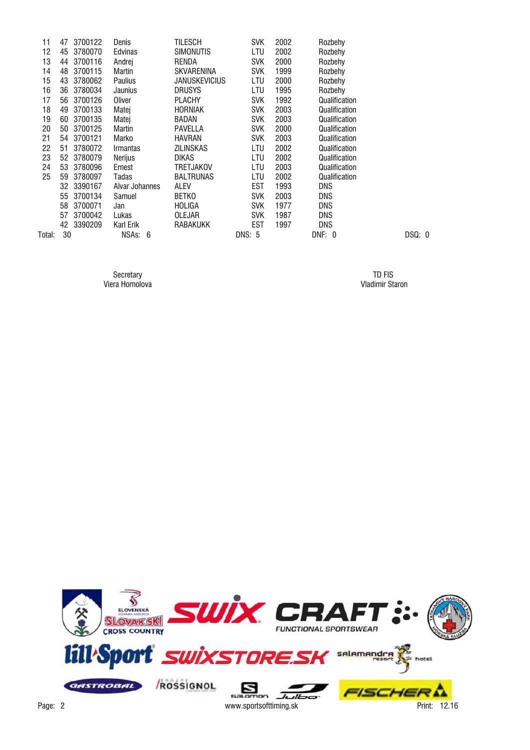| | | | | | | | |
|---|---|---|---|---|---|---|---|
| 11 | 47 | 3700122 | Denis | TILESCH | SVK | 2002 | Rozbehy |
| 12 | 45 | 3780070 | Edvinas | SIMONUTIS | LTU | 2002 | Rozbehy |
| 13 | 44 | 3700116 | Andrej | RENDA | SVK | 2000 | Rozbehy |
| 14 | 48 | 3700115 | Martin | SKVARENINA | SVK | 1999 | Rozbehy |
| 15 | 43 | 3780062 | Paulius | JANUSKEVICIUS | LTU | 2000 | Rozbehy |
| 16 | 36 | 3780034 | Jaunius | DRUSYS | LTU | 1995 | Rozbehy |
| 17 | 56 | 3700126 | Oliver | PLACHY | SVK | 1992 | Qualification |
| 18 | 49 | 3700133 | Matej | HORNIAK | SVK | 2003 | Qualification |
| 19 | 60 | 3700135 | Matej | BADAN | SVK | 2003 | Qualification |
| 20 | 50 | 3700125 | Martin | PAVELLA | SVK | 2000 | Qualification |
| 21 | 54 | 3700121 | Marko | HAVRAN | SVK | 2003 | Qualification |
| 22 | 51 | 3780072 | Irmantas | ZILINSKAS | LTU | 2002 | Qualification |
| 23 | 52 | 3780079 | Nerijus | DIKAS | LTU | 2002 | Qualification |
| 24 | 53 | 3780096 | Ernest | TRETJAKOV | LTU | 2003 | Qualification |
| 25 | 59 | 3780097 | Tadas | BALTRUNAS | LTU | 2002 | Qualification |
| | 32 | 3390167 | Alvar Johannes | ALEV | EST | 1993 | DNS |
| | 55 | 3700134 | Samuel | BETKO | SVK | 2003 | DNS |
| | 58 | 3700071 | Jan | HOLIGA | SVK | 1977 | DNS |
| | 57 | 3700042 | Lukas | OLEJAR | SVK | 1987 | DNS |
| | 42 | 3390209 | Karl Erik | RABAKUKK | EST | 1997 | DNS |

Total: 30 NSAs: 6 DNS: 5 DNF: 0 DSQ: 0

Secretary
Viera Homolova

TD FIS
Vladimir Staron

www.sportsofttiming.sk

Print: 12.16